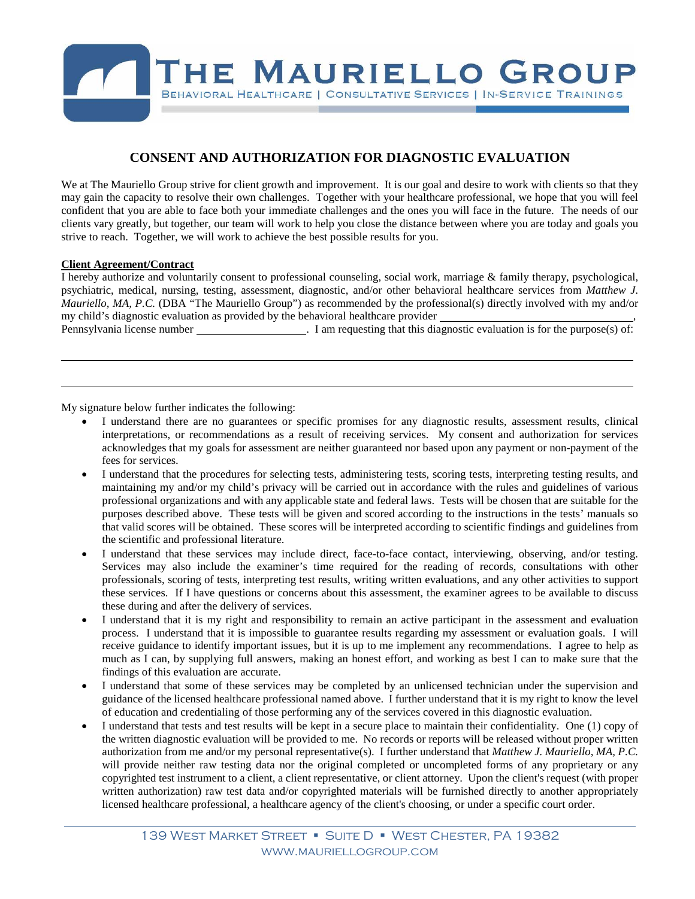# CONSENT AND AUTHORIZATION FOR DIAGNOSTIC EVALUATION

We at The Mauriello Group strive for client growth and improvement. It is our goal and desire to work with clients so that they may gain the capacity to resolve their own challenges. Together with your healthcare professional, we hope that you will feel confident that you are able to face both your immediate challenges and the ones you will face in the future. The needs of our clients vary greatly, but together, our team will work to help you close the distance between where you are today and goals you strive to reach. Together, we will work to achieve the best possible results for you.

**<u>Client Agreement/Contract</u>**

I hereby authorize and voluntarily consent to professional counseling, social work, marriage & family therapy, psychological, psychiatric, medical, nursing, testing, assessment, diagnostic, and/or other behavioral healthcare services from *Matthew J. Mauriello, MA, P.C.* (DBA "The Mauriello Group") as recommended by the professional(s) directly involved with my and/or my child's diagnostic evaluation as provided by the behavioral healthcare provider ________________________________, Pennsylvania license number ____________________. I am requesting that this diagnostic evaluation is for the purpose(s) of:

____________________________________________________________________________________________

____________________________________________________________________________________________

My signature below further indicates the following:

- I understand there are no guarantees or specific promises for any diagnostic results, assessment results, clinical interpretations, or recommendations as a result of receiving services. My consent and authorization for services acknowledges that my goals for assessment are neither guaranteed nor based upon any payment or non-payment of the fees for services.
- I understand that the procedures for selecting tests, administering tests, scoring tests, interpreting testing results, and maintaining my and/or my child's privacy will be carried out in accordance with the rules and guidelines of various professional organizations and with any applicable state and federal laws. Tests will be chosen that are suitable for the purposes described above. These tests will be given and scored according to the instructions in the tests' manuals so that valid scores will be obtained. These scores will be interpreted according to scientific findings and guidelines from the scientific and professional literature.
- I understand that these services may include direct, face-to-face contact, interviewing, observing, and/or testing. Services may also include the examiner's time required for the reading of records, consultations with other professionals, scoring of tests, interpreting test results, writing written evaluations, and any other activities to support these services. If I have questions or concerns about this assessment, the examiner agrees to be available to discuss these during and after the delivery of services.
- I understand that it is my right and responsibility to remain an active participant in the assessment and evaluation process. I understand that it is impossible to guarantee results regarding my assessment or evaluation goals. I will receive guidance to identify important issues, but it is up to me implement any recommendations. I agree to help as much as I can, by supplying full answers, making an honest effort, and working as best I can to make sure that the findings of this evaluation are accurate.
- I understand that some of these services may be completed by an unlicensed technician under the supervision and guidance of the licensed healthcare professional named above. I further understand that it is my right to know the level of education and credentialing of those performing any of the services covered in this diagnostic evaluation.
- I understand that tests and test results will be kept in a secure place to maintain their confidentiality. One (1) copy of the written diagnostic evaluation will be provided to me. No records or reports will be released without proper written authorization from me and/or my personal representative(s). I further understand that *Matthew J. Mauriello, MA, P.C.* will provide neither raw testing data nor the original completed or uncompleted forms of any proprietary or any copyrighted test instrument to a client, a client representative, or client attorney. Upon the client's request (with proper written authorization) raw test data and/or copyrighted materials will be furnished directly to another appropriately licensed healthcare professional, a healthcare agency of the client's choosing, or under a specific court order.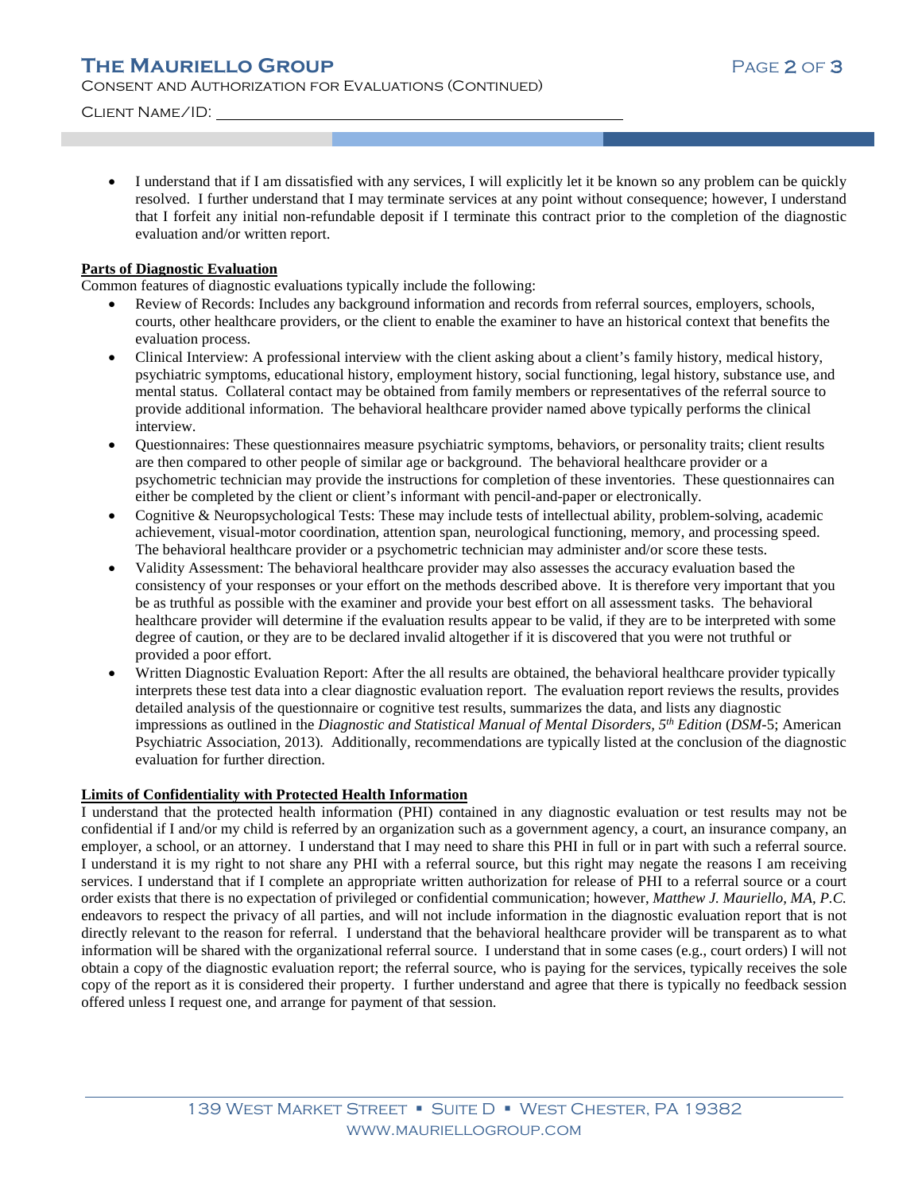- I understand that if I am dissatisfied with any services, I will explicitly let it be known so any problem can be quickly resolved. I further understand that I may terminate services at any point without consequence; however, I understand that I forfeit any initial non-refundable deposit if I terminate this contract prior to the completion of the diagnostic evaluation and/or written report.

**Parts of Diagnostic Evaluation**

Common features of diagnostic evaluations typically include the following:

- Review of Records: Includes any background information and records from referral sources, employers, schools, courts, other healthcare providers, or the client to enable the examiner to have an historical context that benefits the evaluation process.
- Clinical Interview: A professional interview with the client asking about a client's family history, medical history, psychiatric symptoms, educational history, employment history, social functioning, legal history, substance use, and mental status. Collateral contact may be obtained from family members or representatives of the referral source to provide additional information. The behavioral healthcare provider named above typically performs the clinical interview.
- Questionnaires: These questionnaires measure psychiatric symptoms, behaviors, or personality traits; client results are then compared to other people of similar age or background. The behavioral healthcare provider or a psychometric technician may provide the instructions for completion of these inventories. These questionnaires can either be completed by the client or client's informant with pencil-and-paper or electronically.
- Cognitive & Neuropsychological Tests: These may include tests of intellectual ability, problem-solving, academic achievement, visual-motor coordination, attention span, neurological functioning, memory, and processing speed. The behavioral healthcare provider or a psychometric technician may administer and/or score these tests.
- Validity Assessment: The behavioral healthcare provider may also assesses the accuracy evaluation based the consistency of your responses or your effort on the methods described above. It is therefore very important that you be as truthful as possible with the examiner and provide your best effort on all assessment tasks. The behavioral healthcare provider will determine if the evaluation results appear to be valid, if they are to be interpreted with some degree of caution, or they are to be declared invalid altogether if it is discovered that you were not truthful or provided a poor effort.
- Written Diagnostic Evaluation Report: After the all results are obtained, the behavioral healthcare provider typically interprets these test data into a clear diagnostic evaluation report. The evaluation report reviews the results, provides detailed analysis of the questionnaire or cognitive test results, summarizes the data, and lists any diagnostic impressions as outlined in the *Diagnostic and Statistical Manual of Mental Disorders, 5th Edition* (*DSM*-5; American Psychiatric Association, 2013). Additionally, recommendations are typically listed at the conclusion of the diagnostic evaluation for further direction.

**Limits of Confidentiality with Protected Health Information**

I understand that the protected health information (PHI) contained in any diagnostic evaluation or test results may not be confidential if I and/or my child is referred by an organization such as a government agency, a court, an insurance company, an employer, a school, or an attorney. I understand that I may need to share this PHI in full or in part with such a referral source. I understand it is my right to not share any PHI with a referral source, but this right may negate the reasons I am receiving services. I understand that if I complete an appropriate written authorization for release of PHI to a referral source or a court order exists that there is no expectation of privileged or confidential communication; however, *Matthew J. Mauriello, MA, P.C.* endeavors to respect the privacy of all parties, and will not include information in the diagnostic evaluation report that is not directly relevant to the reason for referral. I understand that the behavioral healthcare provider will be transparent as to what information will be shared with the organizational referral source. I understand that in some cases (e.g., court orders) I will not obtain a copy of the diagnostic evaluation report; the referral source, who is paying for the services, typically receives the sole copy of the report as it is considered their property. I further understand and agree that there is typically no feedback session offered unless I request one, and arrange for payment of that session.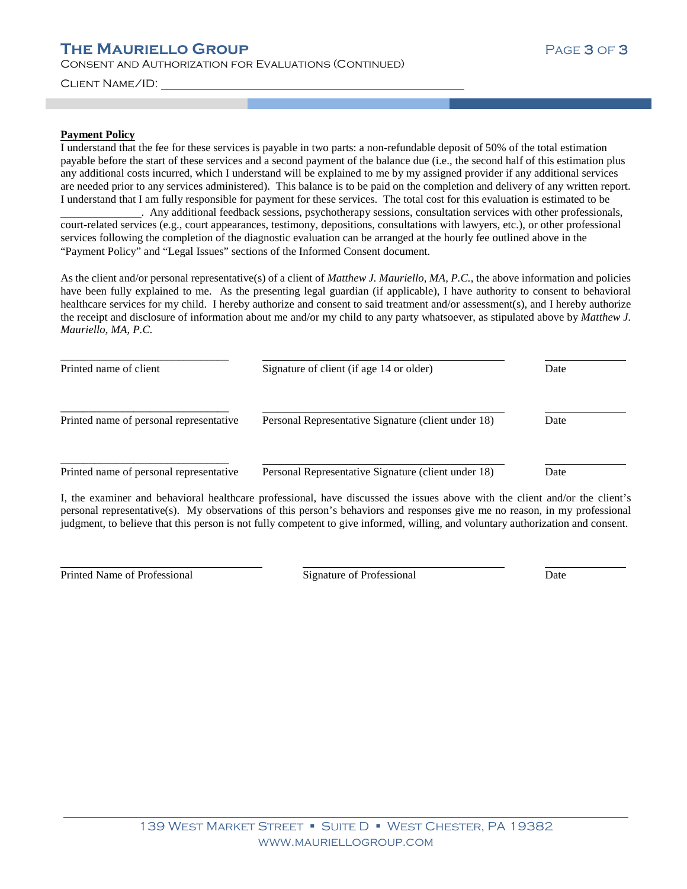Client Name/ID: ____________________________________________

**Payment Policy**

I understand that the fee for these services is payable in two parts: a non-refundable deposit of 50% of the total estimation payable before the start of these services and a second payment of the balance due (i.e., the second half of this estimation plus any additional costs incurred, which I understand will be explained to me by my assigned provider if any additional services are needed prior to any services administered). This balance is to be paid on the completion and delivery of any written report. I understand that I am fully responsible for payment for these services. The total cost for this evaluation is estimated to be ______________. Any additional feedback sessions, psychotherapy sessions, consultation services with other professionals, court-related services (e.g., court appearances, testimony, depositions, consultations with lawyers, etc.), or other professional services following the completion of the diagnostic evaluation can be arranged at the hourly fee outlined above in the "Payment Policy" and "Legal Issues" sections of the Informed Consent document.

As the client and/or personal representative(s) of a client of *Matthew J. Mauriello, MA, P.C.*, the above information and policies have been fully explained to me. As the presenting legal guardian (if applicable), I have authority to consent to behavioral healthcare services for my child. I hereby authorize and consent to said treatment and/or assessment(s), and I hereby authorize the receipt and disclosure of information about me and/or my child to any party whatsoever, as stipulated above by *Matthew J. Mauriello, MA, P.C.*

______________________________ ______________________________ ______________

Printed name of client | Signature of client (if age 14 or older) | Date

______________________________ ______________________________ ______________

Printed name of personal representative | Personal Representative Signature (client under 18) | Date

______________________________ ______________________________ ______________

Printed name of personal representative | Personal Representative Signature (client under 18) | Date

I, the examiner and behavioral healthcare professional, have discussed the issues above with the client and/or the client's personal representative(s). My observations of this person's behaviors and responses give me no reason, in my professional judgment, to believe that this person is not fully competent to give informed, willing, and voluntary authorization and consent.

______________________________ ______________________________ ______________

Printed Name of Professional | Signature of Professional | Date